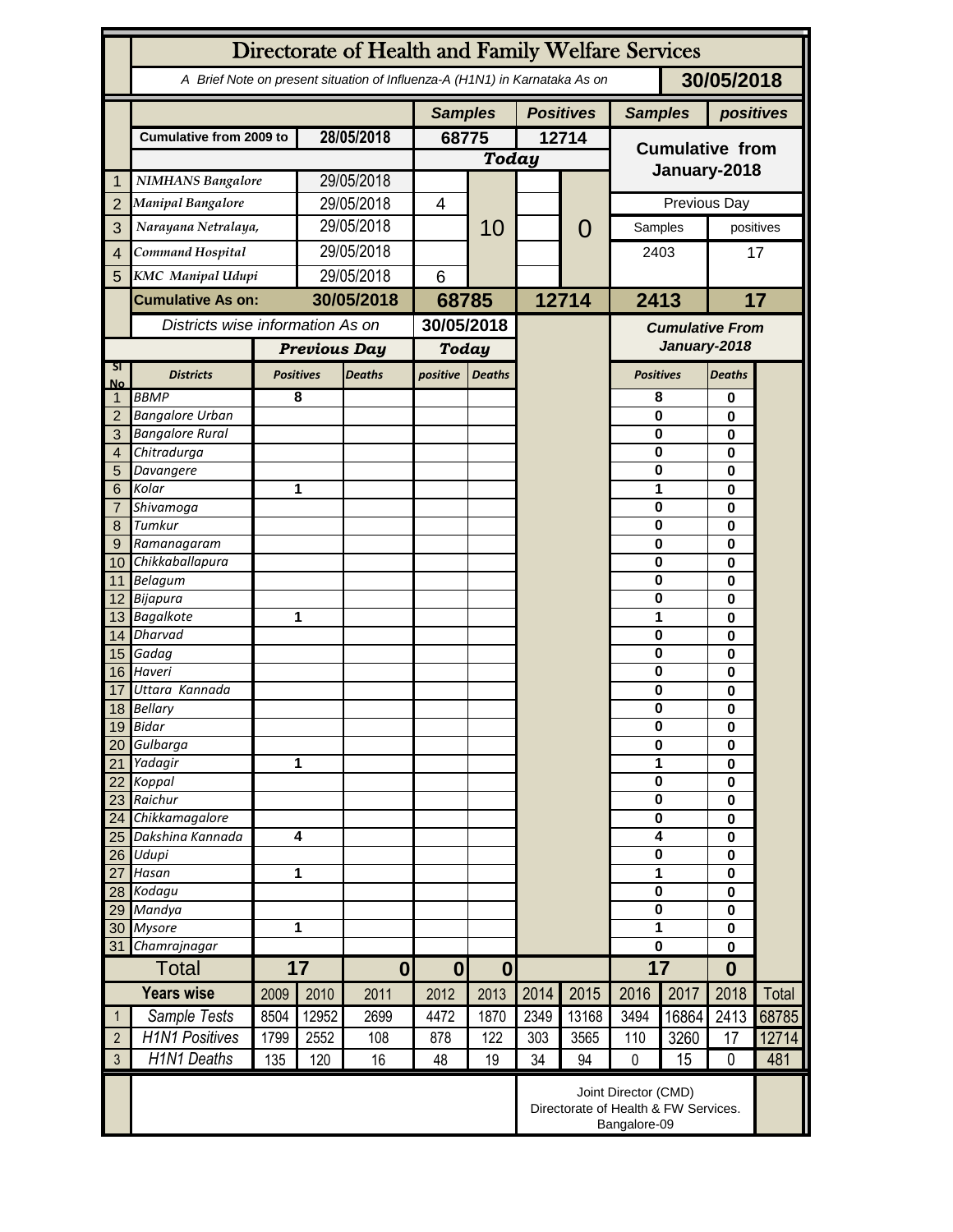# Directorate of Health and Family Welfare Services

*A Brief Note on present situation of Influenza-A (H1N1) in Karnataka As on* **30/05/2018**

| | | | Samples | | Positives | | Samples | positives |
|---|---|---|---|---|---|---|---|---|
| | Cumulative from 2009 to | 28/05/2018 | 68775 | | 12714 | | Cumulative from January-2018 | |
| | | | Today | | | | | |
| 1 | NIMHANS Bangalore | 29/05/2018 | | 10 | | 0 | | |
| 2 | Manipal Bangalore | 29/05/2018 | 4 | | | | Previous Day | |
| 3 | Narayana Netralaya, | 29/05/2018 | | | | | Samples | positives |
| 4 | Command Hospital | 29/05/2018 | | | | | 2403 | 17 |
| 5 | KMC Manipal Udupi | 29/05/2018 | 6 | | | | | |
| | **Cumulative As on:** | **30/05/2018** | **68785** | | **12714** | | **2413** | **17** |

| Sl No | Districts (Districts wise information As on 30/05/2018) | Previous Day Positives | Previous Day Deaths | Today positive | Today Deaths | Cumulative From January-2018 Positives | Cumulative From January-2018 Deaths |
|---|---|---|---|---|---|---|---|
| 1 | BBMP | 8 | | | | 8 | 0 |
| 2 | Bangalore Urban | | | | | 0 | 0 |
| 3 | Bangalore Rural | | | | | 0 | 0 |
| 4 | Chitradurga | | | | | 0 | 0 |
| 5 | Davangere | | | | | 0 | 0 |
| 6 | Kolar | 1 | | | | 1 | 0 |
| 7 | Shivamoga | | | | | 0 | 0 |
| 8 | Tumkur | | | | | 0 | 0 |
| 9 | Ramanagaram | | | | | 0 | 0 |
| 10 | Chikkaballapura | | | | | 0 | 0 |
| 11 | Belagum | | | | | 0 | 0 |
| 12 | Bijapura | | | | | 0 | 0 |
| 13 | Bagalkote | 1 | | | | 1 | 0 |
| 14 | Dharvad | | | | | 0 | 0 |
| 15 | Gadag | | | | | 0 | 0 |
| 16 | Haveri | | | | | 0 | 0 |
| 17 | Uttara Kannada | | | | | 0 | 0 |
| 18 | Bellary | | | | | 0 | 0 |
| 19 | Bidar | | | | | 0 | 0 |
| 20 | Gulbarga | | | | | 0 | 0 |
| 21 | Yadagir | 1 | | | | 1 | 0 |
| 22 | Koppal | | | | | 0 | 0 |
| 23 | Raichur | | | | | 0 | 0 |
| 24 | Chikkamagalore | | | | | 0 | 0 |
| 25 | Dakshina Kannada | 4 | | | | 4 | 0 |
| 26 | Udupi | | | | | 0 | 0 |
| 27 | Hasan | 1 | | | | 1 | 0 |
| 28 | Kodagu | | | | | 0 | 0 |
| 29 | Mandya | | | | | 0 | 0 |
| 30 | Mysore | 1 | | | | 1 | 0 |
| 31 | Chamrajnagar | | | | | 0 | 0 |
| | **Total** | **17** | **0** | **0** | **0** | **17** | **0** |

| | Years wise | 2009 | 2010 | 2011 | 2012 | 2013 | 2014 | 2015 | 2016 | 2017 | 2018 | Total |
|---|---|---|---|---|---|---|---|---|---|---|---|---|
| 1 | Sample Tests | 8504 | 12952 | 2699 | 4472 | 1870 | 2349 | 13168 | 3494 | 16864 | 2413 | 68785 |
| 2 | H1N1 Positives | 1799 | 2552 | 108 | 878 | 122 | 303 | 3565 | 110 | 3260 | 17 | 12714 |
| 3 | H1N1 Deaths | 135 | 120 | 16 | 48 | 19 | 34 | 94 | 0 | 15 | 0 | 481 |

Joint Director (CMD)
Directorate of Health & FW Services.
Bangalore-09